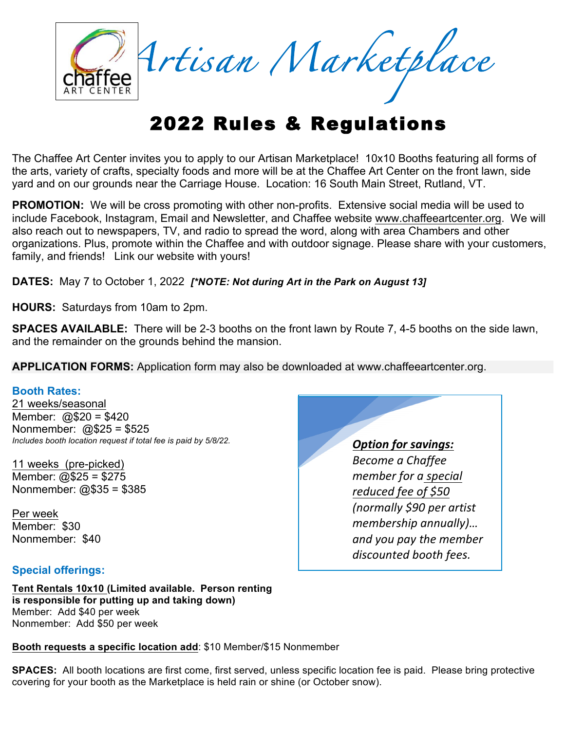# Artisan Marketplace

## 2022 Rules & Regulations

The Chaffee Art Center invites you to apply to our Artisan Marketplace! 10x10 Booths featuring all forms of the arts, variety of crafts, specialty foods and more will be at the Chaffee Art Center on the front lawn, side yard and on our grounds near the Carriage House. Location: 16 South Main Street, Rutland, VT.

**PROMOTION:** We will be cross promoting with other non-profits. Extensive social media will be used to include Facebook, Instagram, Email and Newsletter, and Chaffee website www.chaffeeartcenter.org. We will also reach out to newspapers, TV, and radio to spread the word, along with area Chambers and other organizations. Plus, promote within the Chaffee and with outdoor signage. Please share with your customers, family, and friends! Link our website with yours!

**DATES:** May 7 to October 1, 2022 ***[\*NOTE: Not during Art in the Park on August 13]***

**HOURS:** Saturdays from 10am to 2pm.

**SPACES AVAILABLE:** There will be 2-3 booths on the front lawn by Route 7, 4-5 booths on the side lawn, and the remainder on the grounds behind the mansion.

**APPLICATION FORMS:** Application form may also be downloaded at www.chaffeeartcenter.org.

### Booth Rates:

21 weeks/seasonal
Member: @$20 = $420
Nonmember: @$25 = $525
*Includes booth location request if total fee is paid by 5/8/22.*

11 weeks (pre-picked)
Member: @$25 = $275
Nonmember: @$35 = $385

Per week
Member: $30
Nonmember: $40

***Option for savings:***
*Become a Chaffee member for a special reduced fee of $50 (normally $90 per artist membership annually)… and you pay the member discounted booth fees.*

### Special offerings:

**Tent Rentals 10x10 (Limited available. Person renting is responsible for putting up and taking down)**
Member: Add $40 per week
Nonmember: Add $50 per week

**Booth requests a specific location add**: $10 Member/$15 Nonmember

**SPACES:** All booth locations are first come, first served, unless specific location fee is paid. Please bring protective covering for your booth as the Marketplace is held rain or shine (or October snow).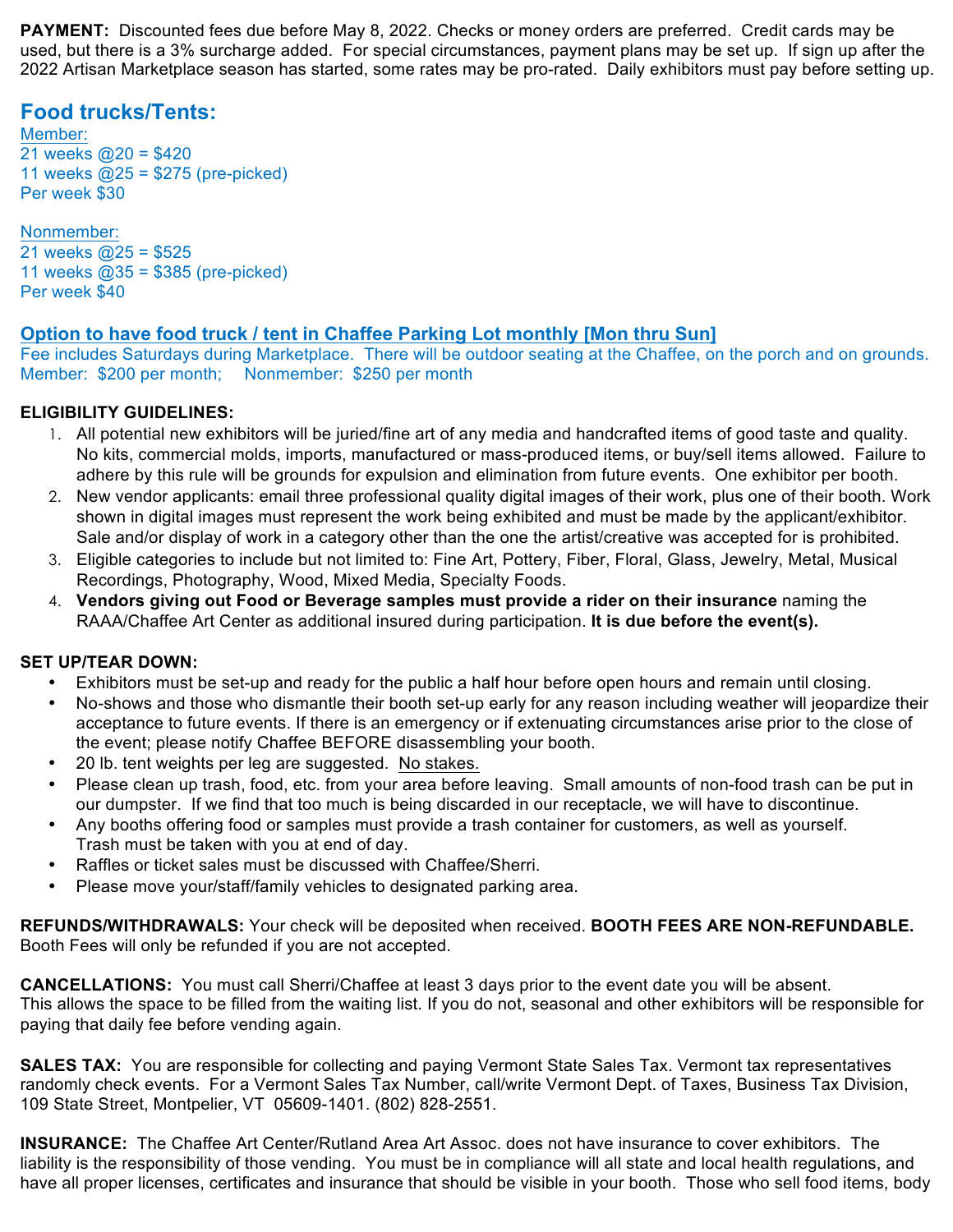**PAYMENT:** Discounted fees due before May 8, 2022. Checks or money orders are preferred. Credit cards may be used, but there is a 3% surcharge added. For special circumstances, payment plans may be set up. If sign up after the 2022 Artisan Marketplace season has started, some rates may be pro-rated. Daily exhibitors must pay before setting up.

## Food trucks/Tents:

Member:
21 weeks @20 = $420
11 weeks @25 = $275 (pre-picked)
Per week $30

Nonmember:
21 weeks @25 = $525
11 weeks @35 = $385 (pre-picked)
Per week $40

**Option to have food truck / tent in Chaffee Parking Lot monthly [Mon thru Sun]**
Fee includes Saturdays during Marketplace. There will be outdoor seating at the Chaffee, on the porch and on grounds.
Member: $200 per month; Nonmember: $250 per month

**ELIGIBILITY GUIDELINES:**

1. All potential new exhibitors will be juried/fine art of any media and handcrafted items of good taste and quality. No kits, commercial molds, imports, manufactured or mass-produced items, or buy/sell items allowed. Failure to adhere by this rule will be grounds for expulsion and elimination from future events. One exhibitor per booth.
2. New vendor applicants: email three professional quality digital images of their work, plus one of their booth. Work shown in digital images must represent the work being exhibited and must be made by the applicant/exhibitor. Sale and/or display of work in a category other than the one the artist/creative was accepted for is prohibited.
3. Eligible categories to include but not limited to: Fine Art, Pottery, Fiber, Floral, Glass, Jewelry, Metal, Musical Recordings, Photography, Wood, Mixed Media, Specialty Foods.
4. **Vendors giving out Food or Beverage samples must provide a rider on their insurance** naming the RAAA/Chaffee Art Center as additional insured during participation. **It is due before the event(s).**

**SET UP/TEAR DOWN:**

- Exhibitors must be set-up and ready for the public a half hour before open hours and remain until closing.
- No-shows and those who dismantle their booth set-up early for any reason including weather will jeopardize their acceptance to future events. If there is an emergency or if extenuating circumstances arise prior to the close of the event; please notify Chaffee BEFORE disassembling your booth.
- 20 lb. tent weights per leg are suggested. No stakes.
- Please clean up trash, food, etc. from your area before leaving. Small amounts of non-food trash can be put in our dumpster. If we find that too much is being discarded in our receptacle, we will have to discontinue.
- Any booths offering food or samples must provide a trash container for customers, as well as yourself. Trash must be taken with you at end of day.
- Raffles or ticket sales must be discussed with Chaffee/Sherri.
- Please move your/staff/family vehicles to designated parking area.

**REFUNDS/WITHDRAWALS:** Your check will be deposited when received. **BOOTH FEES ARE NON-REFUNDABLE.** Booth Fees will only be refunded if you are not accepted.

**CANCELLATIONS:** You must call Sherri/Chaffee at least 3 days prior to the event date you will be absent. This allows the space to be filled from the waiting list. If you do not, seasonal and other exhibitors will be responsible for paying that daily fee before vending again.

**SALES TAX:** You are responsible for collecting and paying Vermont State Sales Tax. Vermont tax representatives randomly check events. For a Vermont Sales Tax Number, call/write Vermont Dept. of Taxes, Business Tax Division, 109 State Street, Montpelier, VT 05609-1401. (802) 828-2551.

**INSURANCE:** The Chaffee Art Center/Rutland Area Art Assoc. does not have insurance to cover exhibitors. The liability is the responsibility of those vending. You must be in compliance will all state and local health regulations, and have all proper licenses, certificates and insurance that should be visible in your booth. Those who sell food items, body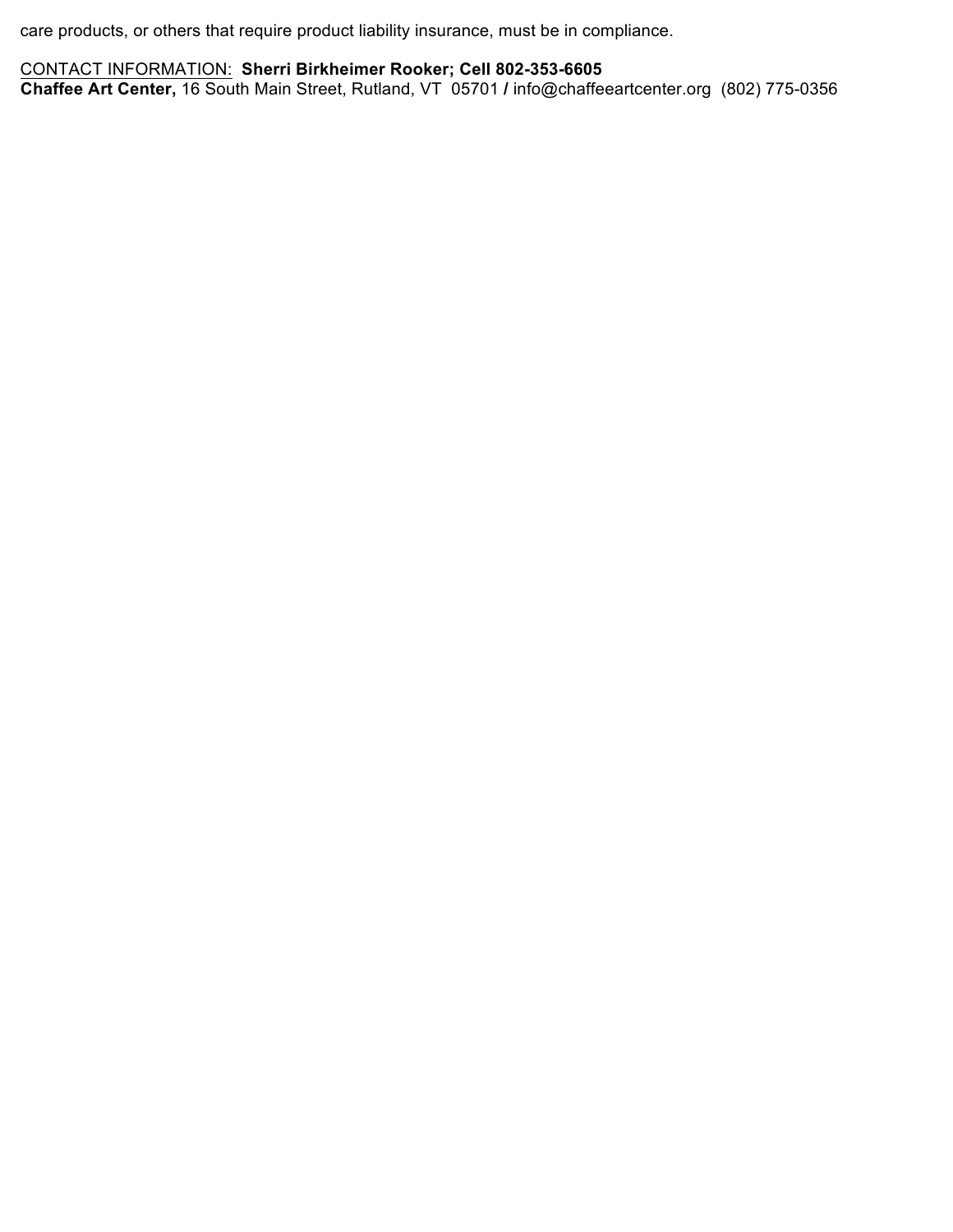care products, or others that require product liability insurance, must be in compliance.

<u>CONTACT INFORMATION:</u> **Sherri Birkheimer Rooker; Cell 802-353-6605**
**Chaffee Art Center,** 16 South Main Street, Rutland, VT 05701 **/** info@chaffeeartcenter.org (802) 775-0356